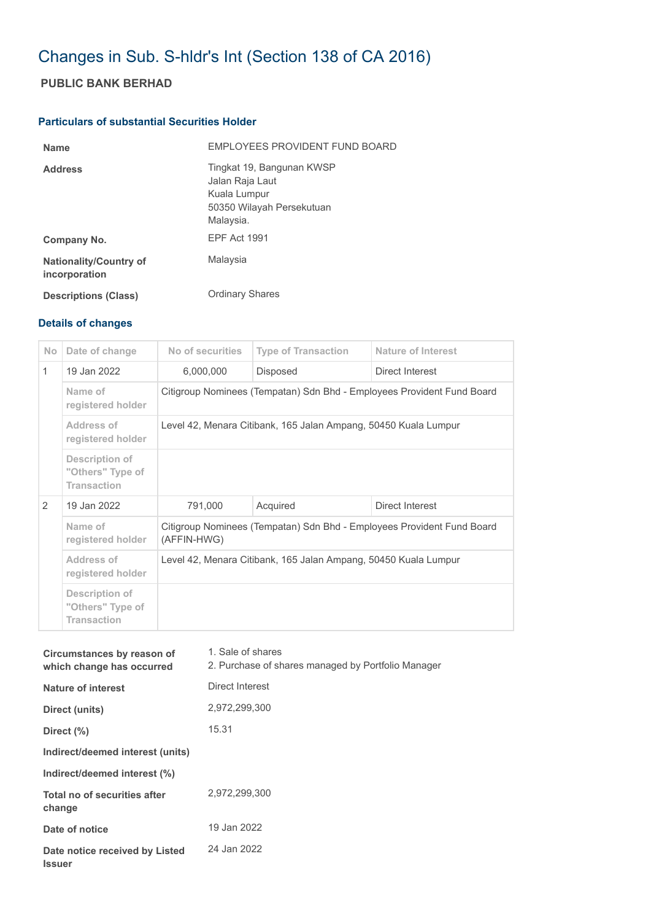# Changes in Sub. S-hldr's Int (Section 138 of CA 2016)

## PUBLIC BANK BERHAD

### Particulars of substantial Securities Holder

| | |
|---|---|
| **Name** | EMPLOYEES PROVIDENT FUND BOARD |
| **Address** | Tingkat 19, Bangunan KWSP<br>Jalan Raja Laut<br>Kuala Lumpur<br>50350 Wilayah Persekutuan<br>Malaysia. |
| **Company No.** | EPF Act 1991 |
| **Nationality/Country of incorporation** | Malaysia |
| **Descriptions (Class)** | Ordinary Shares |

### Details of changes

| No | Date of change | No of securities | Type of Transaction | Nature of Interest |
|---|---|---|---|---|
| 1 | 19 Jan 2022 | 6,000,000 | Disposed | Direct Interest |
| | Name of registered holder | Citigroup Nominees (Tempatan) Sdn Bhd - Employees Provident Fund Board | | |
| | Address of registered holder | Level 42, Menara Citibank, 165 Jalan Ampang, 50450 Kuala Lumpur | | |
| | Description of "Others" Type of Transaction | | | |
| 2 | 19 Jan 2022 | 791,000 | Acquired | Direct Interest |
| | Name of registered holder | Citigroup Nominees (Tempatan) Sdn Bhd - Employees Provident Fund Board (AFFIN-HWG) | | |
| | Address of registered holder | Level 42, Menara Citibank, 165 Jalan Ampang, 50450 Kuala Lumpur | | |
| | Description of "Others" Type of Transaction | | | |

| | |
|---|---|
| **Circumstances by reason of which change has occurred** | 1. Sale of shares<br>2. Purchase of shares managed by Portfolio Manager |
| **Nature of interest** | Direct Interest |
| **Direct (units)** | 2,972,299,300 |
| **Direct (%)** | 15.31 |
| **Indirect/deemed interest (units)** | |
| **Indirect/deemed interest (%)** | |
| **Total no of securities after change** | 2,972,299,300 |
| **Date of notice** | 19 Jan 2022 |
| **Date notice received by Listed Issuer** | 24 Jan 2022 |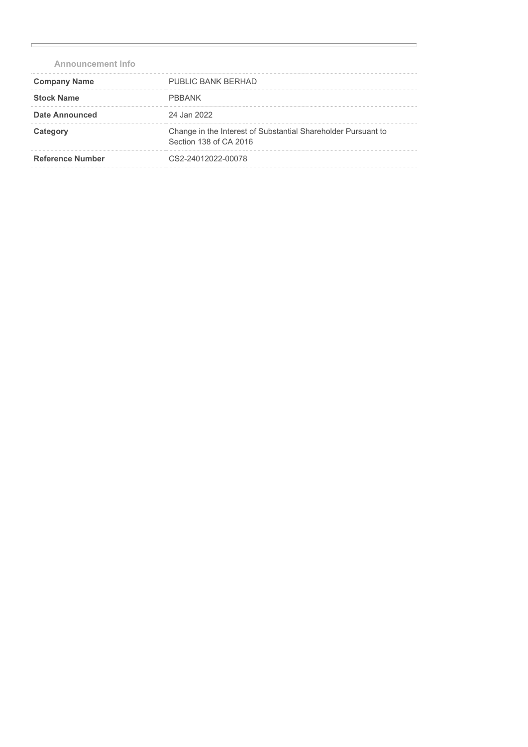## Announcement Info

| | |
|---|---|
| **Company Name** | PUBLIC BANK BERHAD |
| **Stock Name** | PBBANK |
| **Date Announced** | 24 Jan 2022 |
| **Category** | Change in the Interest of Substantial Shareholder Pursuant to Section 138 of CA 2016 |
| **Reference Number** | CS2-24012022-00078 |